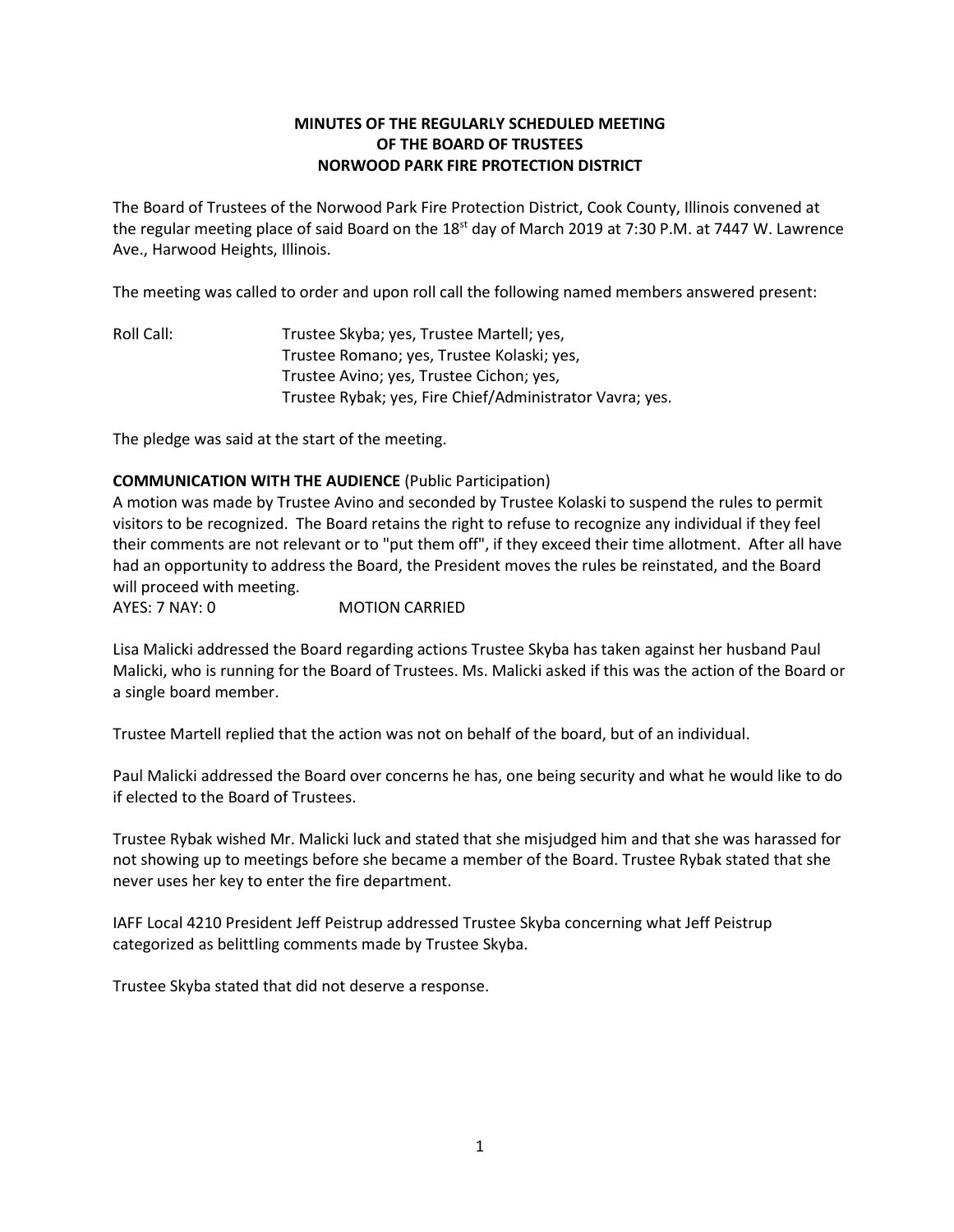**MINUTES OF THE REGULARLY SCHEDULED MEETING**
**OF THE BOARD OF TRUSTEES**
**NORWOOD PARK FIRE PROTECTION DISTRICT**

The Board of Trustees of the Norwood Park Fire Protection District, Cook County, Illinois convened at the regular meeting place of said Board on the 18st day of March 2019 at 7:30 P.M. at 7447 W. Lawrence Ave., Harwood Heights, Illinois.

The meeting was called to order and upon roll call the following named members answered present:

Roll Call: Trustee Skyba; yes, Trustee Martell; yes,
Trustee Romano; yes, Trustee Kolaski; yes,
Trustee Avino; yes, Trustee Cichon; yes,
Trustee Rybak; yes, Fire Chief/Administrator Vavra; yes.

The pledge was said at the start of the meeting.

**COMMUNICATION WITH THE AUDIENCE** (Public Participation)
A motion was made by Trustee Avino and seconded by Trustee Kolaski to suspend the rules to permit visitors to be recognized. The Board retains the right to refuse to recognize any individual if they feel their comments are not relevant or to "put them off", if they exceed their time allotment. After all have had an opportunity to address the Board, the President moves the rules be reinstated, and the Board will proceed with meeting.
AYES: 7 NAY: 0 MOTION CARRIED

Lisa Malicki addressed the Board regarding actions Trustee Skyba has taken against her husband Paul Malicki, who is running for the Board of Trustees. Ms. Malicki asked if this was the action of the Board or a single board member.

Trustee Martell replied that the action was not on behalf of the board, but of an individual.

Paul Malicki addressed the Board over concerns he has, one being security and what he would like to do if elected to the Board of Trustees.

Trustee Rybak wished Mr. Malicki luck and stated that she misjudged him and that she was harassed for not showing up to meetings before she became a member of the Board. Trustee Rybak stated that she never uses her key to enter the fire department.

IAFF Local 4210 President Jeff Peistrup addressed Trustee Skyba concerning what Jeff Peistrup categorized as belittling comments made by Trustee Skyba.

Trustee Skyba stated that did not deserve a response.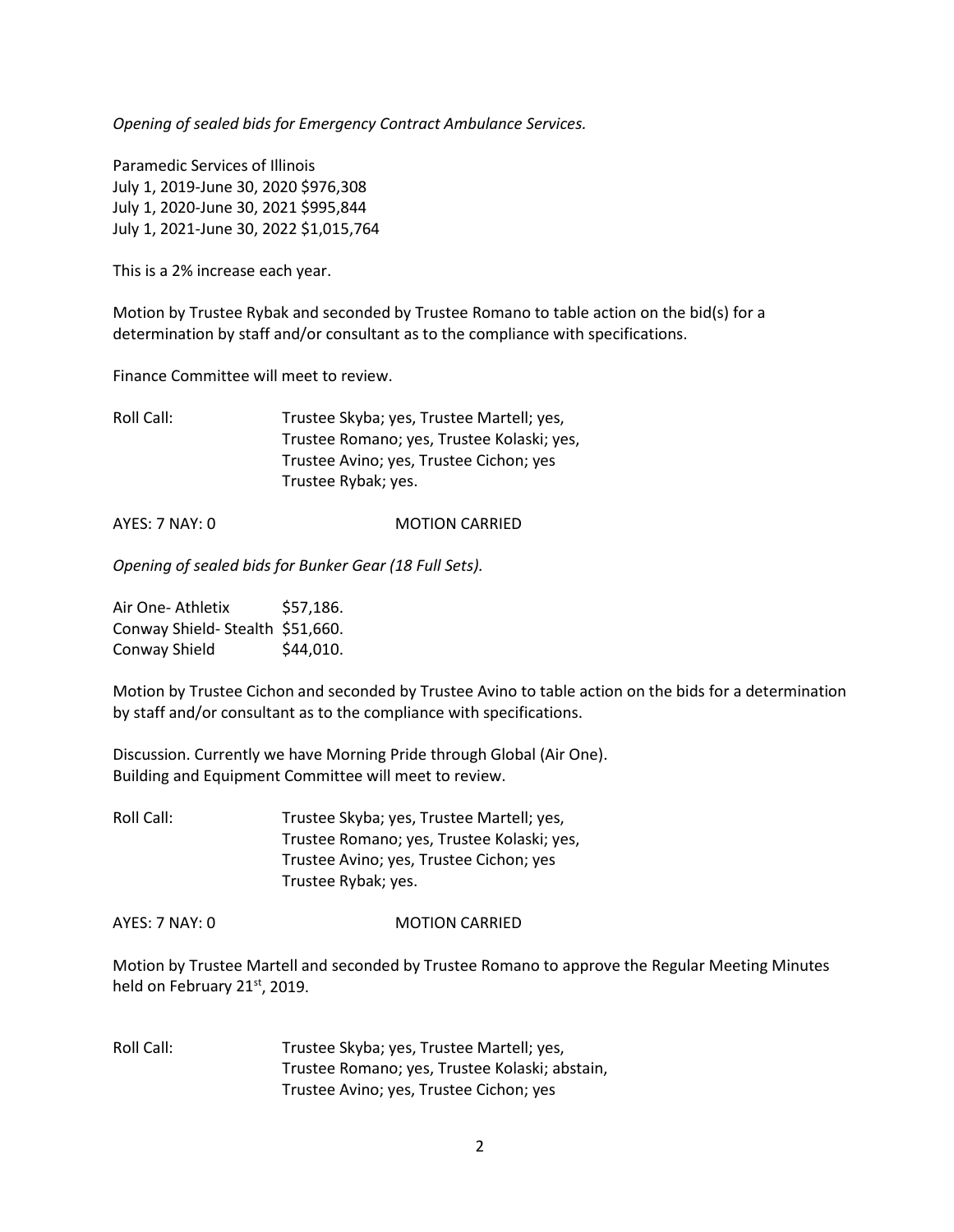*Opening of sealed bids for Emergency Contract Ambulance Services.*

Paramedic Services of Illinois
July 1, 2019-June 30, 2020 $976,308
July 1, 2020-June 30, 2021 $995,844
July 1, 2021-June 30, 2022 $1,015,764

This is a 2% increase each year.

Motion by Trustee Rybak and seconded by Trustee Romano to table action on the bid(s) for a determination by staff and/or consultant as to the compliance with specifications.

Finance Committee will meet to review.

Roll Call: Trustee Skyba; yes, Trustee Martell; yes,
Trustee Romano; yes, Trustee Kolaski; yes,
Trustee Avino; yes, Trustee Cichon; yes
Trustee Rybak; yes.

AYES: 7 NAY: 0 MOTION CARRIED

*Opening of sealed bids for Bunker Gear (18 Full Sets).*

Air One- Athletix $57,186.
Conway Shield- Stealth $51,660.
Conway Shield $44,010.

Motion by Trustee Cichon and seconded by Trustee Avino to table action on the bids for a determination by staff and/or consultant as to the compliance with specifications.

Discussion. Currently we have Morning Pride through Global (Air One).
Building and Equipment Committee will meet to review.

Roll Call: Trustee Skyba; yes, Trustee Martell; yes,
Trustee Romano; yes, Trustee Kolaski; yes,
Trustee Avino; yes, Trustee Cichon; yes
Trustee Rybak; yes.

AYES: 7 NAY: 0 MOTION CARRIED

Motion by Trustee Martell and seconded by Trustee Romano to approve the Regular Meeting Minutes held on February 21st, 2019.

Roll Call: Trustee Skyba; yes, Trustee Martell; yes,
Trustee Romano; yes, Trustee Kolaski; abstain,
Trustee Avino; yes, Trustee Cichon; yes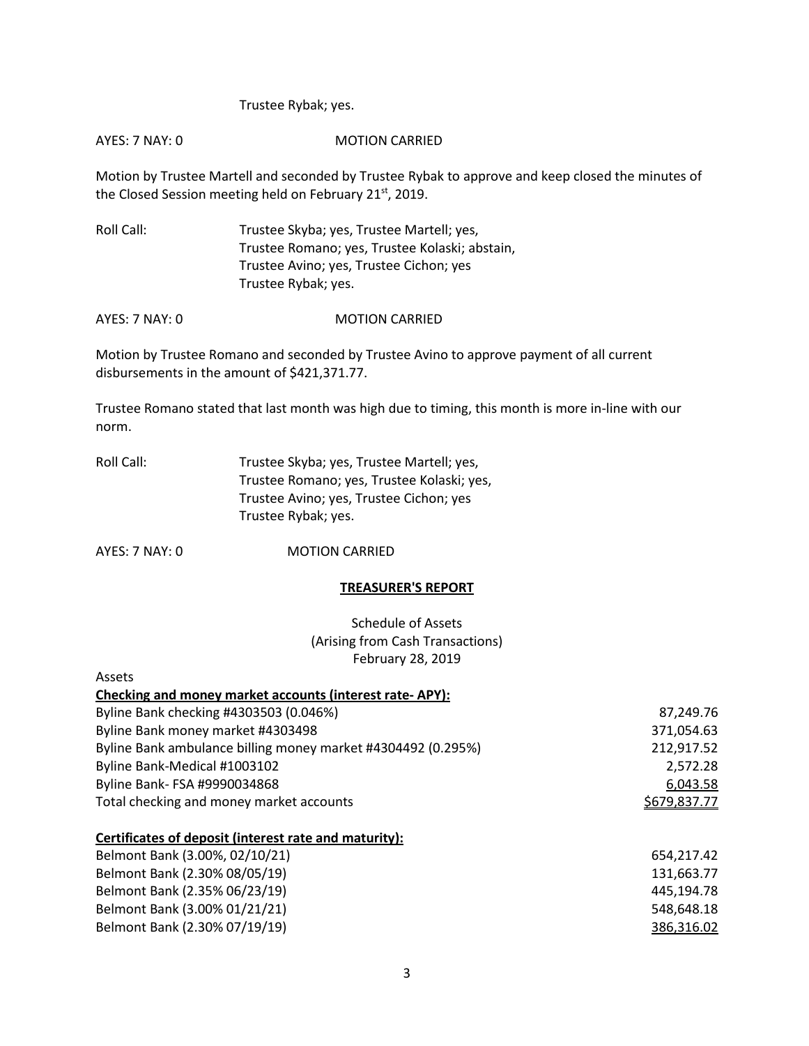Trustee Rybak; yes.

AYES: 7 NAY: 0 MOTION CARRIED

Motion by Trustee Martell and seconded by Trustee Rybak to approve and keep closed the minutes of the Closed Session meeting held on February 21st, 2019.

Roll Call: Trustee Skyba; yes, Trustee Martell; yes,
Trustee Romano; yes, Trustee Kolaski; abstain,
Trustee Avino; yes, Trustee Cichon; yes
Trustee Rybak; yes.

AYES: 7 NAY: 0 MOTION CARRIED

Motion by Trustee Romano and seconded by Trustee Avino to approve payment of all current disbursements in the amount of $421,371.77.

Trustee Romano stated that last month was high due to timing, this month is more in-line with our norm.

Roll Call: Trustee Skyba; yes, Trustee Martell; yes,
Trustee Romano; yes, Trustee Kolaski; yes,
Trustee Avino; yes, Trustee Cichon; yes
Trustee Rybak; yes.

AYES: 7 NAY: 0 MOTION CARRIED

## TREASURER'S REPORT

Schedule of Assets
(Arising from Cash Transactions)
February 28, 2019

Assets

| **Checking and money market accounts (interest rate- APY):** | |
|---|---|
| Byline Bank checking #4303503 (0.046%) | 87,249.76 |
| Byline Bank money market #4303498 | 371,054.63 |
| Byline Bank ambulance billing money market #4304492 (0.295%) | 212,917.52 |
| Byline Bank-Medical #1003102 | 2,572.28 |
| Byline Bank- FSA #9990034868 | 6,043.58 |
| Total checking and money market accounts | $679,837.77 |

| **Certificates of deposit (interest rate and maturity):** | |
|---|---|
| Belmont Bank (3.00%, 02/10/21) | 654,217.42 |
| Belmont Bank (2.30% 08/05/19) | 131,663.77 |
| Belmont Bank (2.35% 06/23/19) | 445,194.78 |
| Belmont Bank (3.00% 01/21/21) | 548,648.18 |
| Belmont Bank (2.30% 07/19/19) | 386,316.02 |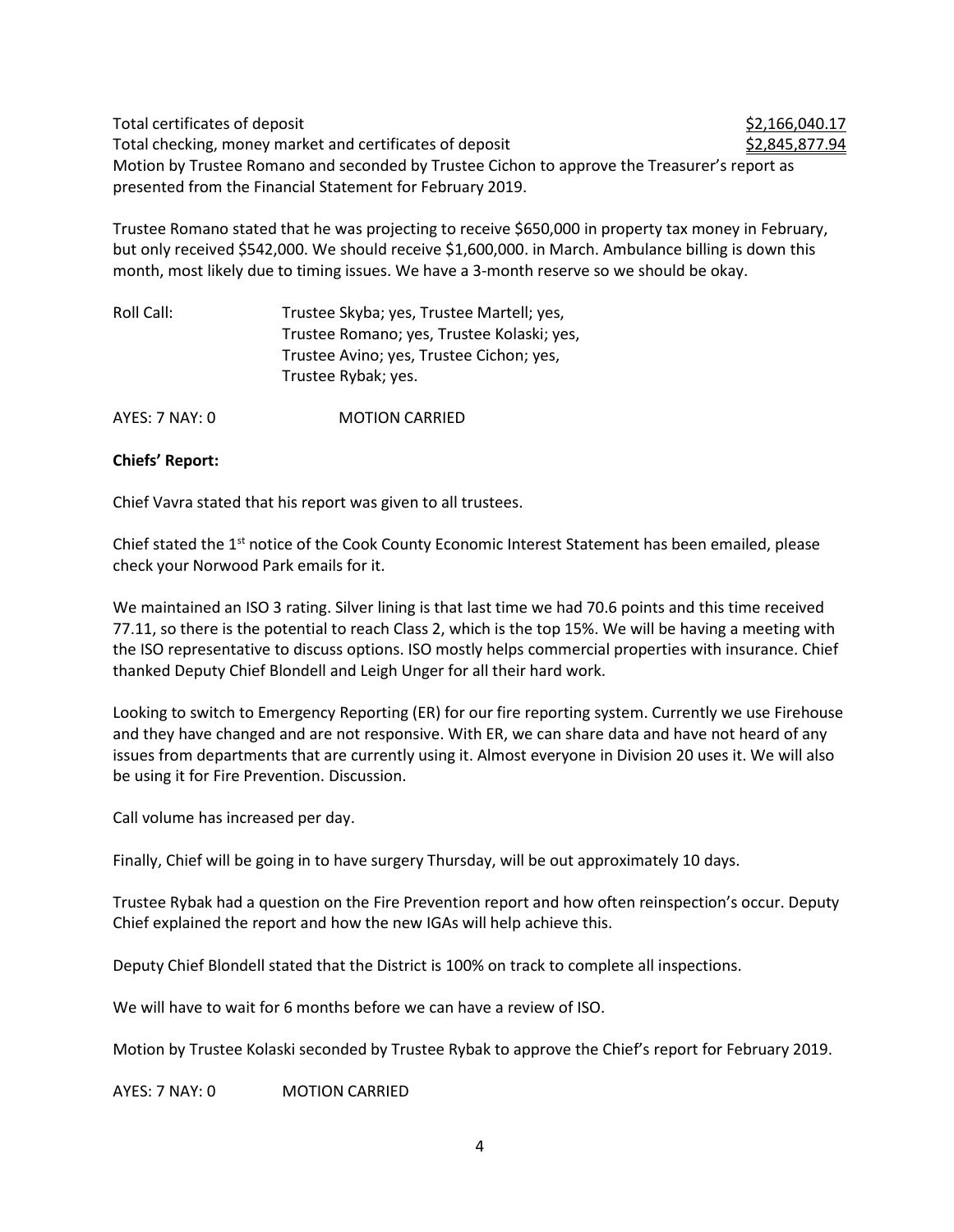Total certificates of deposit $2,166,040.17

Total checking, money market and certificates of deposit $2,845,877.94

Motion by Trustee Romano and seconded by Trustee Cichon to approve the Treasurer's report as presented from the Financial Statement for February 2019.

Trustee Romano stated that he was projecting to receive $650,000 in property tax money in February, but only received $542,000. We should receive $1,600,000. in March. Ambulance billing is down this month, most likely due to timing issues. We have a 3-month reserve so we should be okay.

Roll Call: Trustee Skyba; yes, Trustee Martell; yes, Trustee Romano; yes, Trustee Kolaski; yes, Trustee Avino; yes, Trustee Cichon; yes, Trustee Rybak; yes.

AYES: 7 NAY: 0 MOTION CARRIED

**Chiefs' Report:**

Chief Vavra stated that his report was given to all trustees.

Chief stated the 1st notice of the Cook County Economic Interest Statement has been emailed, please check your Norwood Park emails for it.

We maintained an ISO 3 rating. Silver lining is that last time we had 70.6 points and this time received 77.11, so there is the potential to reach Class 2, which is the top 15%. We will be having a meeting with the ISO representative to discuss options. ISO mostly helps commercial properties with insurance. Chief thanked Deputy Chief Blondell and Leigh Unger for all their hard work.

Looking to switch to Emergency Reporting (ER) for our fire reporting system. Currently we use Firehouse and they have changed and are not responsive. With ER, we can share data and have not heard of any issues from departments that are currently using it. Almost everyone in Division 20 uses it. We will also be using it for Fire Prevention. Discussion.

Call volume has increased per day.

Finally, Chief will be going in to have surgery Thursday, will be out approximately 10 days.

Trustee Rybak had a question on the Fire Prevention report and how often reinspection's occur. Deputy Chief explained the report and how the new IGAs will help achieve this.

Deputy Chief Blondell stated that the District is 100% on track to complete all inspections.

We will have to wait for 6 months before we can have a review of ISO.

Motion by Trustee Kolaski seconded by Trustee Rybak to approve the Chief's report for February 2019.

AYES: 7 NAY: 0 MOTION CARRIED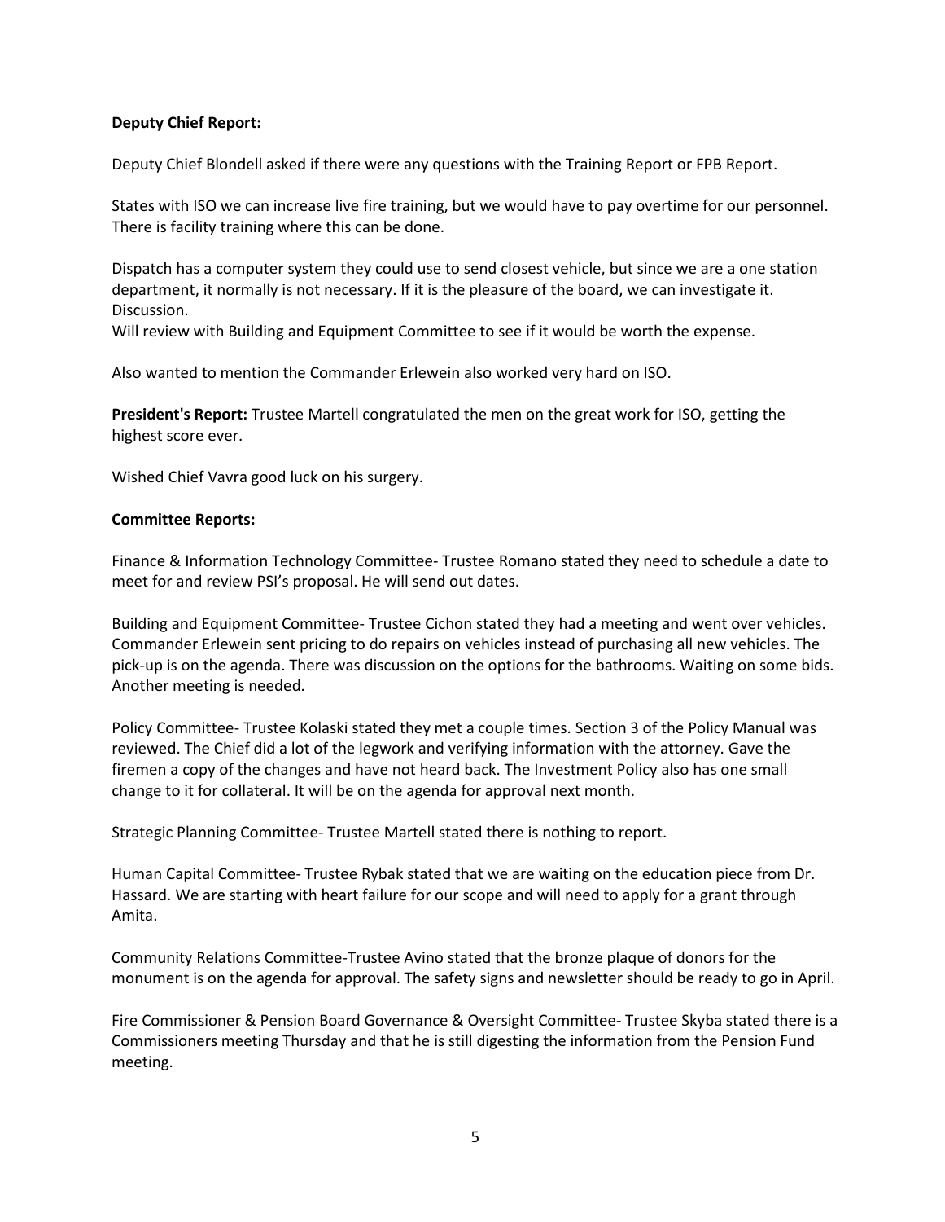**Deputy Chief Report:**

Deputy Chief Blondell asked if there were any questions with the Training Report or FPB Report.

States with ISO we can increase live fire training, but we would have to pay overtime for our personnel. There is facility training where this can be done.

Dispatch has a computer system they could use to send closest vehicle, but since we are a one station department, it normally is not necessary. If it is the pleasure of the board, we can investigate it. Discussion.
Will review with Building and Equipment Committee to see if it would be worth the expense.

Also wanted to mention the Commander Erlewein also worked very hard on ISO.

**President's Report:** Trustee Martell congratulated the men on the great work for ISO, getting the highest score ever.

Wished Chief Vavra good luck on his surgery.

**Committee Reports:**

Finance & Information Technology Committee- Trustee Romano stated they need to schedule a date to meet for and review PSI's proposal. He will send out dates.

Building and Equipment Committee- Trustee Cichon stated they had a meeting and went over vehicles. Commander Erlewein sent pricing to do repairs on vehicles instead of purchasing all new vehicles. The pick-up is on the agenda. There was discussion on the options for the bathrooms. Waiting on some bids. Another meeting is needed.

Policy Committee- Trustee Kolaski stated they met a couple times. Section 3 of the Policy Manual was reviewed. The Chief did a lot of the legwork and verifying information with the attorney. Gave the firemen a copy of the changes and have not heard back. The Investment Policy also has one small change to it for collateral. It will be on the agenda for approval next month.

Strategic Planning Committee- Trustee Martell stated there is nothing to report.

Human Capital Committee- Trustee Rybak stated that we are waiting on the education piece from Dr. Hassard. We are starting with heart failure for our scope and will need to apply for a grant through Amita.

Community Relations Committee-Trustee Avino stated that the bronze plaque of donors for the monument is on the agenda for approval. The safety signs and newsletter should be ready to go in April.

Fire Commissioner & Pension Board Governance & Oversight Committee- Trustee Skyba stated there is a Commissioners meeting Thursday and that he is still digesting the information from the Pension Fund meeting.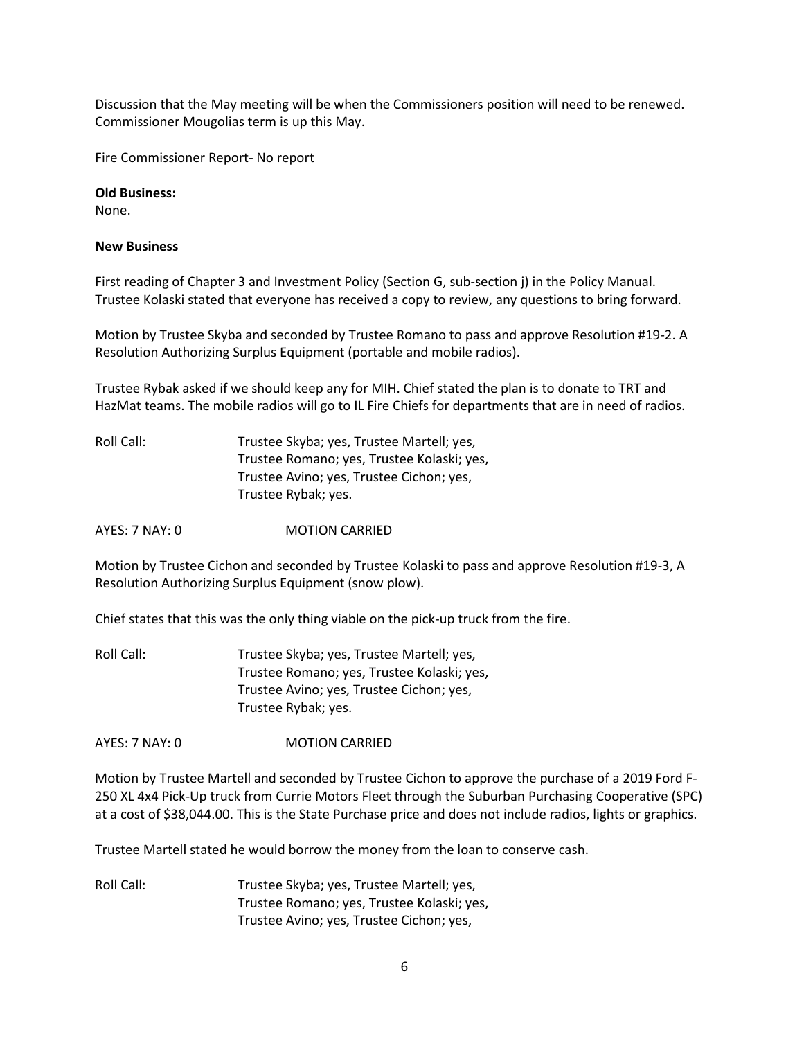Discussion that the May meeting will be when the Commissioners position will need to be renewed. Commissioner Mougolias term is up this May.

Fire Commissioner Report- No report

**Old Business:**
None.

**New Business**

First reading of Chapter 3 and Investment Policy (Section G, sub-section j) in the Policy Manual. Trustee Kolaski stated that everyone has received a copy to review, any questions to bring forward.

Motion by Trustee Skyba and seconded by Trustee Romano to pass and approve Resolution #19-2. A Resolution Authorizing Surplus Equipment (portable and mobile radios).

Trustee Rybak asked if we should keep any for MIH. Chief stated the plan is to donate to TRT and HazMat teams. The mobile radios will go to IL Fire Chiefs for departments that are in need of radios.

Roll Call: Trustee Skyba; yes, Trustee Martell; yes,
Trustee Romano; yes, Trustee Kolaski; yes,
Trustee Avino; yes, Trustee Cichon; yes,
Trustee Rybak; yes.

AYES: 7 NAY: 0 MOTION CARRIED

Motion by Trustee Cichon and seconded by Trustee Kolaski to pass and approve Resolution #19-3, A Resolution Authorizing Surplus Equipment (snow plow).

Chief states that this was the only thing viable on the pick-up truck from the fire.

Roll Call: Trustee Skyba; yes, Trustee Martell; yes,
Trustee Romano; yes, Trustee Kolaski; yes,
Trustee Avino; yes, Trustee Cichon; yes,
Trustee Rybak; yes.

AYES: 7 NAY: 0 MOTION CARRIED

Motion by Trustee Martell and seconded by Trustee Cichon to approve the purchase of a 2019 Ford F-250 XL 4x4 Pick-Up truck from Currie Motors Fleet through the Suburban Purchasing Cooperative (SPC) at a cost of $38,044.00. This is the State Purchase price and does not include radios, lights or graphics.

Trustee Martell stated he would borrow the money from the loan to conserve cash.

Roll Call: Trustee Skyba; yes, Trustee Martell; yes,
Trustee Romano; yes, Trustee Kolaski; yes,
Trustee Avino; yes, Trustee Cichon; yes,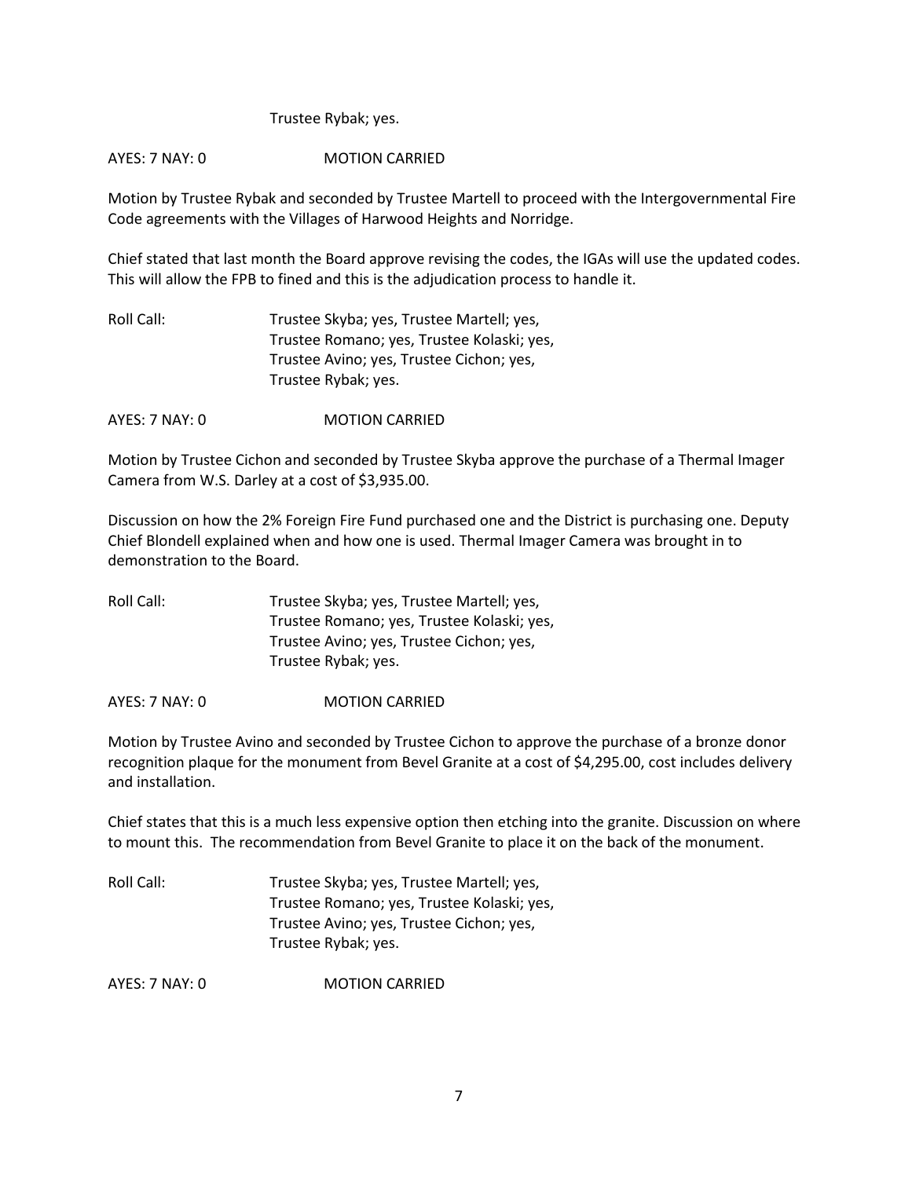Trustee Rybak; yes.

AYES: 7 NAY: 0 MOTION CARRIED

Motion by Trustee Rybak and seconded by Trustee Martell to proceed with the Intergovernmental Fire Code agreements with the Villages of Harwood Heights and Norridge.

Chief stated that last month the Board approve revising the codes, the IGAs will use the updated codes. This will allow the FPB to fined and this is the adjudication process to handle it.

Roll Call: Trustee Skyba; yes, Trustee Martell; yes,
Trustee Romano; yes, Trustee Kolaski; yes,
Trustee Avino; yes, Trustee Cichon; yes,
Trustee Rybak; yes.

AYES: 7 NAY: 0 MOTION CARRIED

Motion by Trustee Cichon and seconded by Trustee Skyba approve the purchase of a Thermal Imager Camera from W.S. Darley at a cost of $3,935.00.

Discussion on how the 2% Foreign Fire Fund purchased one and the District is purchasing one. Deputy Chief Blondell explained when and how one is used. Thermal Imager Camera was brought in to demonstration to the Board.

Roll Call: Trustee Skyba; yes, Trustee Martell; yes,
Trustee Romano; yes, Trustee Kolaski; yes,
Trustee Avino; yes, Trustee Cichon; yes,
Trustee Rybak; yes.

AYES: 7 NAY: 0 MOTION CARRIED

Motion by Trustee Avino and seconded by Trustee Cichon to approve the purchase of a bronze donor recognition plaque for the monument from Bevel Granite at a cost of $4,295.00, cost includes delivery and installation.

Chief states that this is a much less expensive option then etching into the granite. Discussion on where to mount this. The recommendation from Bevel Granite to place it on the back of the monument.

Roll Call: Trustee Skyba; yes, Trustee Martell; yes,
Trustee Romano; yes, Trustee Kolaski; yes,
Trustee Avino; yes, Trustee Cichon; yes,
Trustee Rybak; yes.

AYES: 7 NAY: 0 MOTION CARRIED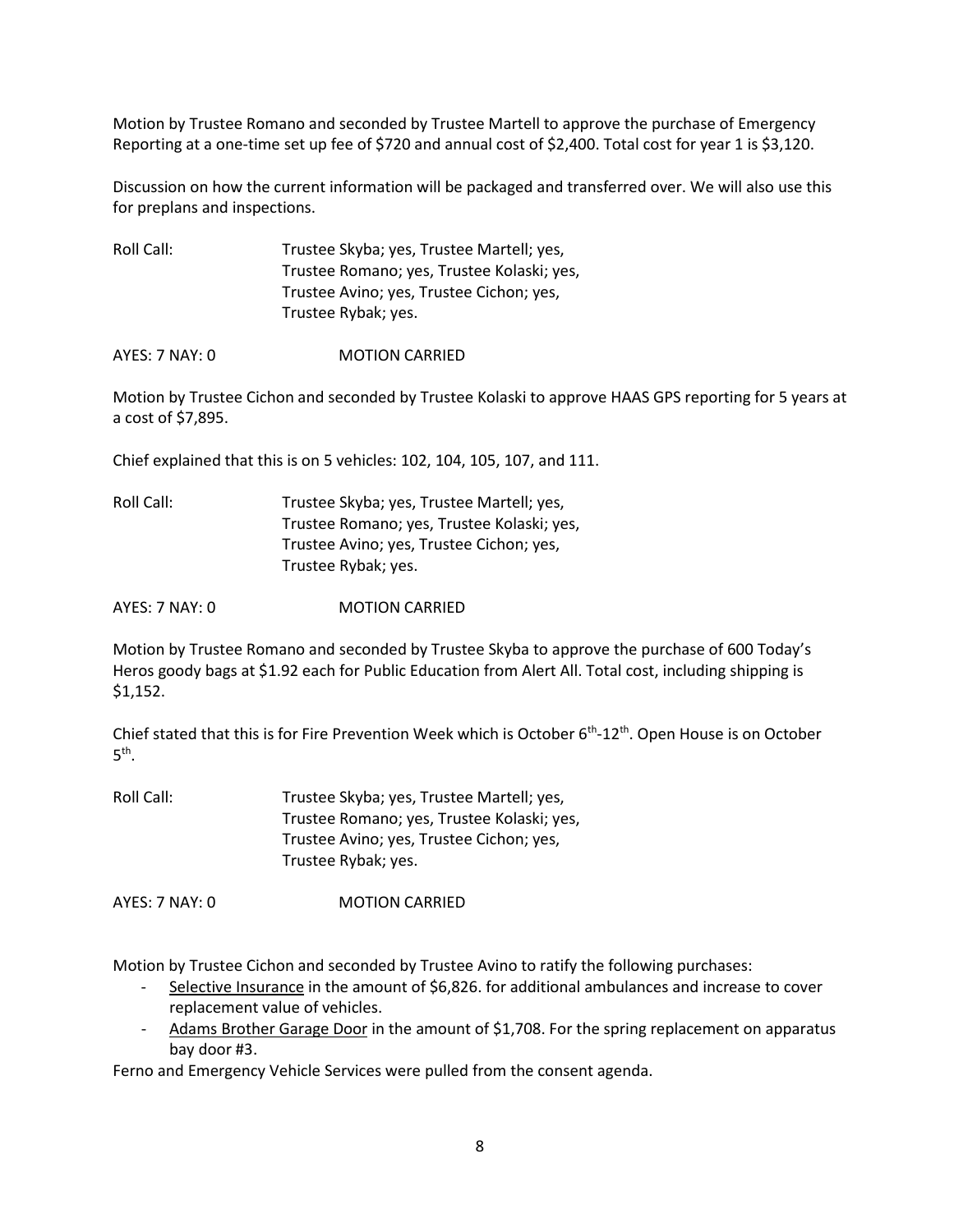Motion by Trustee Romano and seconded by Trustee Martell to approve the purchase of Emergency Reporting at a one-time set up fee of $720 and annual cost of $2,400. Total cost for year 1 is $3,120.

Discussion on how the current information will be packaged and transferred over. We will also use this for preplans and inspections.

Roll Call: Trustee Skyba; yes, Trustee Martell; yes, Trustee Romano; yes, Trustee Kolaski; yes, Trustee Avino; yes, Trustee Cichon; yes, Trustee Rybak; yes.

AYES: 7 NAY: 0 MOTION CARRIED

Motion by Trustee Cichon and seconded by Trustee Kolaski to approve HAAS GPS reporting for 5 years at a cost of $7,895.

Chief explained that this is on 5 vehicles: 102, 104, 105, 107, and 111.

Roll Call: Trustee Skyba; yes, Trustee Martell; yes, Trustee Romano; yes, Trustee Kolaski; yes, Trustee Avino; yes, Trustee Cichon; yes, Trustee Rybak; yes.

AYES: 7 NAY: 0 MOTION CARRIED

Motion by Trustee Romano and seconded by Trustee Skyba to approve the purchase of 600 Today's Heros goody bags at $1.92 each for Public Education from Alert All. Total cost, including shipping is $1,152.

Chief stated that this is for Fire Prevention Week which is October 6th-12th. Open House is on October 5th.

Roll Call: Trustee Skyba; yes, Trustee Martell; yes, Trustee Romano; yes, Trustee Kolaski; yes, Trustee Avino; yes, Trustee Cichon; yes, Trustee Rybak; yes.

AYES: 7 NAY: 0 MOTION CARRIED

Motion by Trustee Cichon and seconded by Trustee Avino to ratify the following purchases:

- Selective Insurance in the amount of $6,826. for additional ambulances and increase to cover replacement value of vehicles.
- Adams Brother Garage Door in the amount of $1,708. For the spring replacement on apparatus bay door #3.

Ferno and Emergency Vehicle Services were pulled from the consent agenda.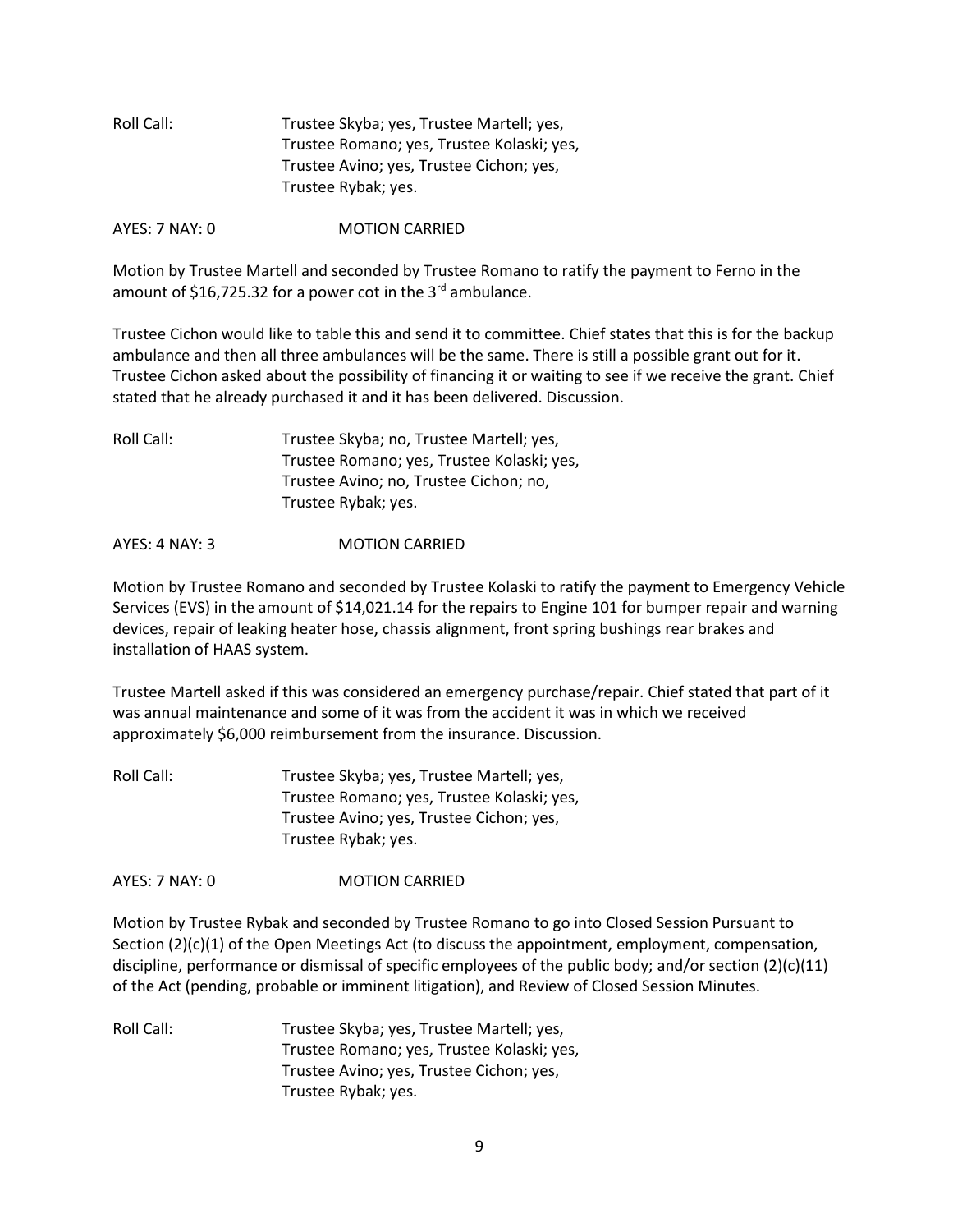Roll Call: Trustee Skyba; yes, Trustee Martell; yes,
Trustee Romano; yes, Trustee Kolaski; yes,
Trustee Avino; yes, Trustee Cichon; yes,
Trustee Rybak; yes.

AYES: 7 NAY: 0 MOTION CARRIED

Motion by Trustee Martell and seconded by Trustee Romano to ratify the payment to Ferno in the amount of $16,725.32 for a power cot in the 3rd ambulance.

Trustee Cichon would like to table this and send it to committee. Chief states that this is for the backup ambulance and then all three ambulances will be the same. There is still a possible grant out for it. Trustee Cichon asked about the possibility of financing it or waiting to see if we receive the grant. Chief stated that he already purchased it and it has been delivered. Discussion.

Roll Call: Trustee Skyba; no, Trustee Martell; yes,
Trustee Romano; yes, Trustee Kolaski; yes,
Trustee Avino; no, Trustee Cichon; no,
Trustee Rybak; yes.

AYES: 4 NAY: 3 MOTION CARRIED

Motion by Trustee Romano and seconded by Trustee Kolaski to ratify the payment to Emergency Vehicle Services (EVS) in the amount of $14,021.14 for the repairs to Engine 101 for bumper repair and warning devices, repair of leaking heater hose, chassis alignment, front spring bushings rear brakes and installation of HAAS system.

Trustee Martell asked if this was considered an emergency purchase/repair. Chief stated that part of it was annual maintenance and some of it was from the accident it was in which we received approximately $6,000 reimbursement from the insurance. Discussion.

Roll Call: Trustee Skyba; yes, Trustee Martell; yes,
Trustee Romano; yes, Trustee Kolaski; yes,
Trustee Avino; yes, Trustee Cichon; yes,
Trustee Rybak; yes.

AYES: 7 NAY: 0 MOTION CARRIED

Motion by Trustee Rybak and seconded by Trustee Romano to go into Closed Session Pursuant to Section (2)(c)(1) of the Open Meetings Act (to discuss the appointment, employment, compensation, discipline, performance or dismissal of specific employees of the public body; and/or section (2)(c)(11) of the Act (pending, probable or imminent litigation), and Review of Closed Session Minutes.

Roll Call: Trustee Skyba; yes, Trustee Martell; yes,
Trustee Romano; yes, Trustee Kolaski; yes,
Trustee Avino; yes, Trustee Cichon; yes,
Trustee Rybak; yes.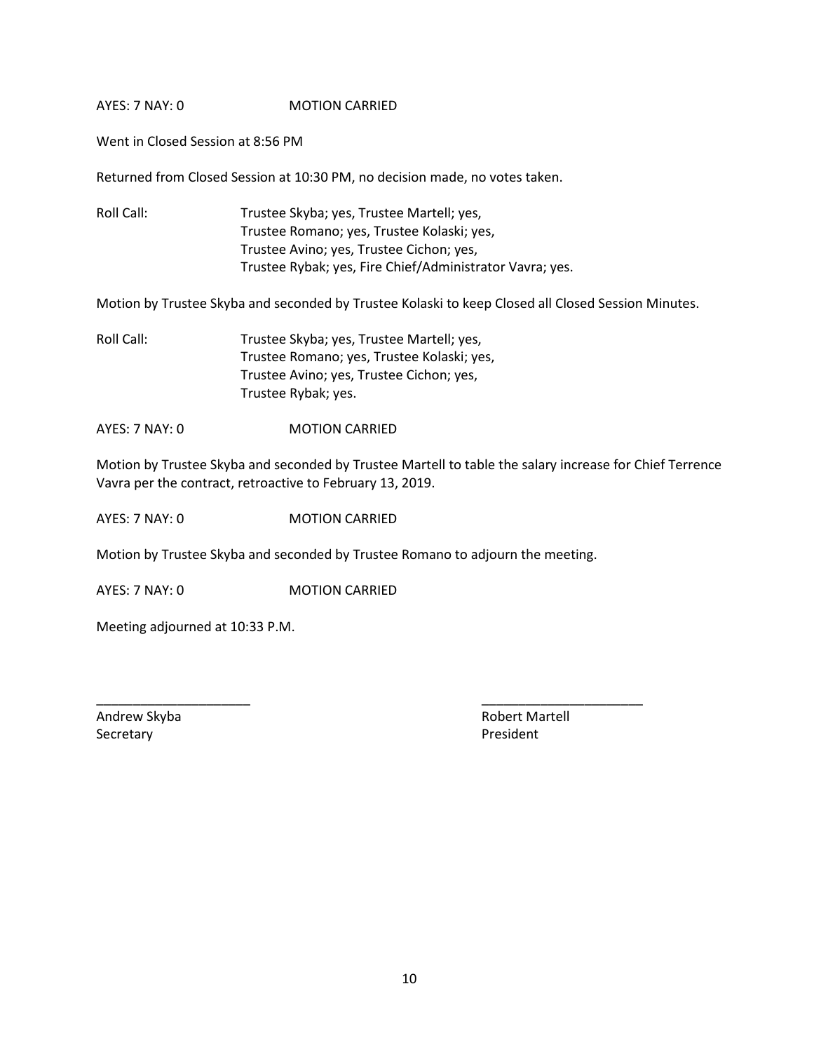AYES: 7 NAY: 0 MOTION CARRIED

Went in Closed Session at 8:56 PM

Returned from Closed Session at 10:30 PM, no decision made, no votes taken.

Roll Call: Trustee Skyba; yes, Trustee Martell; yes,
Trustee Romano; yes, Trustee Kolaski; yes,
Trustee Avino; yes, Trustee Cichon; yes,
Trustee Rybak; yes, Fire Chief/Administrator Vavra; yes.

Motion by Trustee Skyba and seconded by Trustee Kolaski to keep Closed all Closed Session Minutes.

Roll Call: Trustee Skyba; yes, Trustee Martell; yes,
Trustee Romano; yes, Trustee Kolaski; yes,
Trustee Avino; yes, Trustee Cichon; yes,
Trustee Rybak; yes.

AYES: 7 NAY: 0 MOTION CARRIED

Motion by Trustee Skyba and seconded by Trustee Martell to table the salary increase for Chief Terrence Vavra per the contract, retroactive to February 13, 2019.

AYES: 7 NAY: 0 MOTION CARRIED

Motion by Trustee Skyba and seconded by Trustee Romano to adjourn the meeting.

AYES: 7 NAY: 0 MOTION CARRIED

Meeting adjourned at 10:33 P.M.

\_\_\_\_\_\_\_\_\_\_\_\_\_\_\_\_\_\_\_\_\_\_\_\_ \_\_\_\_\_\_\_\_\_\_\_\_\_\_\_\_\_\_\_\_\_\_\_\_

Andrew Skyba
Secretary

Robert Martell
President